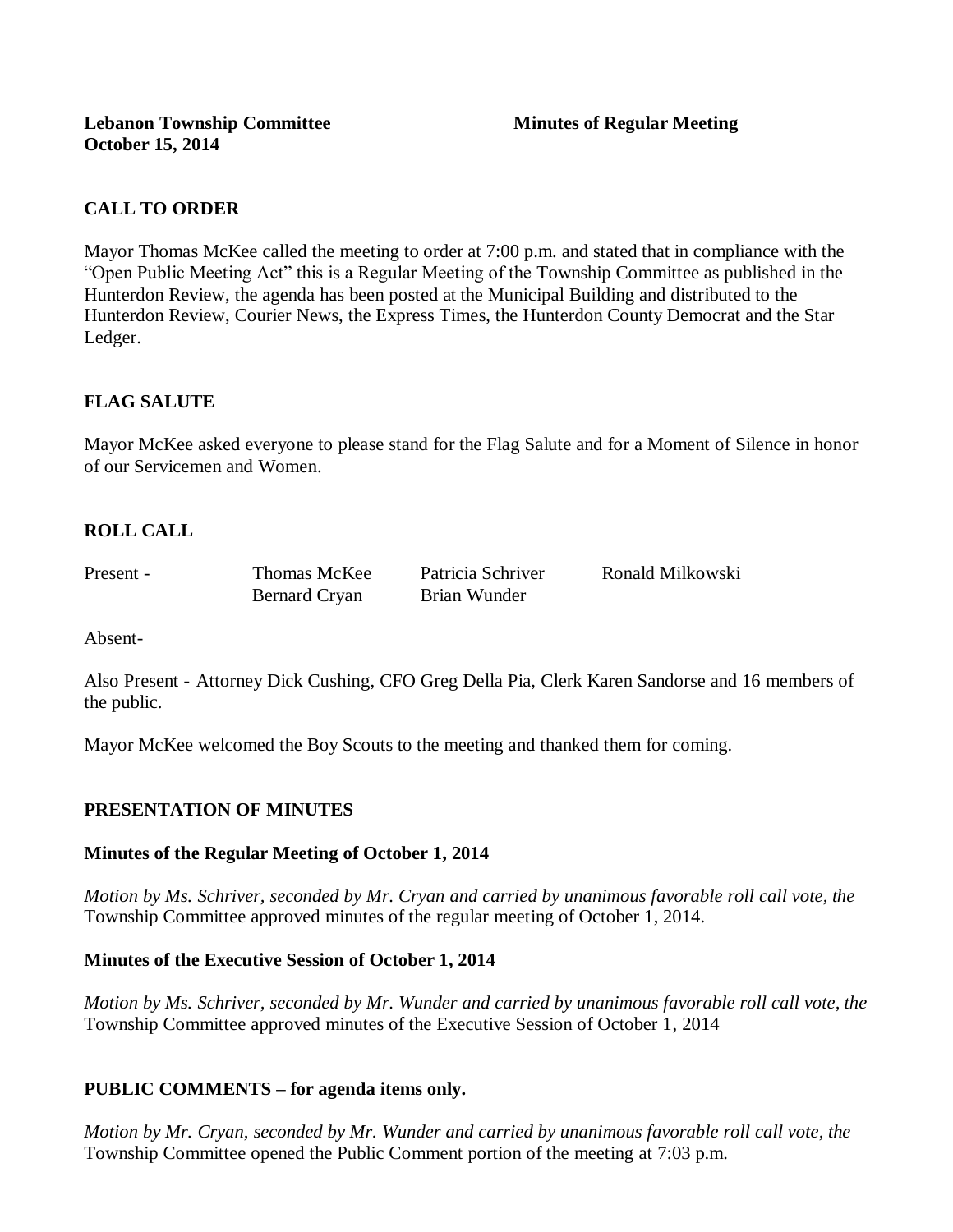**Lebanon Township Committee** **Minutes of Regular Meeting**
**October 15, 2014**

## CALL TO ORDER

Mayor Thomas McKee called the meeting to order at 7:00 p.m. and stated that in compliance with the "Open Public Meeting Act" this is a Regular Meeting of the Township Committee as published in the Hunterdon Review, the agenda has been posted at the Municipal Building and distributed to the Hunterdon Review, Courier News, the Express Times, the Hunterdon County Democrat and the Star Ledger.

## FLAG SALUTE

Mayor McKee asked everyone to please stand for the Flag Salute and for a Moment of Silence in honor of our Servicemen and Women.

## ROLL CALL

| Present - | Thomas McKee | Patricia Schriver | Ronald Milkowski |
|---|---|---|---|
| | Bernard Cryan | Brian Wunder | |

Absent-

Also Present - Attorney Dick Cushing, CFO Greg Della Pia, Clerk Karen Sandorse and 16 members of the public.

Mayor McKee welcomed the Boy Scouts to the meeting and thanked them for coming.

## PRESENTATION OF MINUTES

### Minutes of the Regular Meeting of October 1, 2014

*Motion by Ms. Schriver, seconded by Mr. Cryan and carried by unanimous favorable roll call vote, the* Township Committee approved minutes of the regular meeting of October 1, 2014.

### Minutes of the Executive Session of October 1, 2014

*Motion by Ms. Schriver, seconded by Mr. Wunder and carried by unanimous favorable roll call vote, the* Township Committee approved minutes of the Executive Session of October 1, 2014

## PUBLIC COMMENTS – for agenda items only.

*Motion by Mr. Cryan, seconded by Mr. Wunder and carried by unanimous favorable roll call vote, the* Township Committee opened the Public Comment portion of the meeting at 7:03 p.m.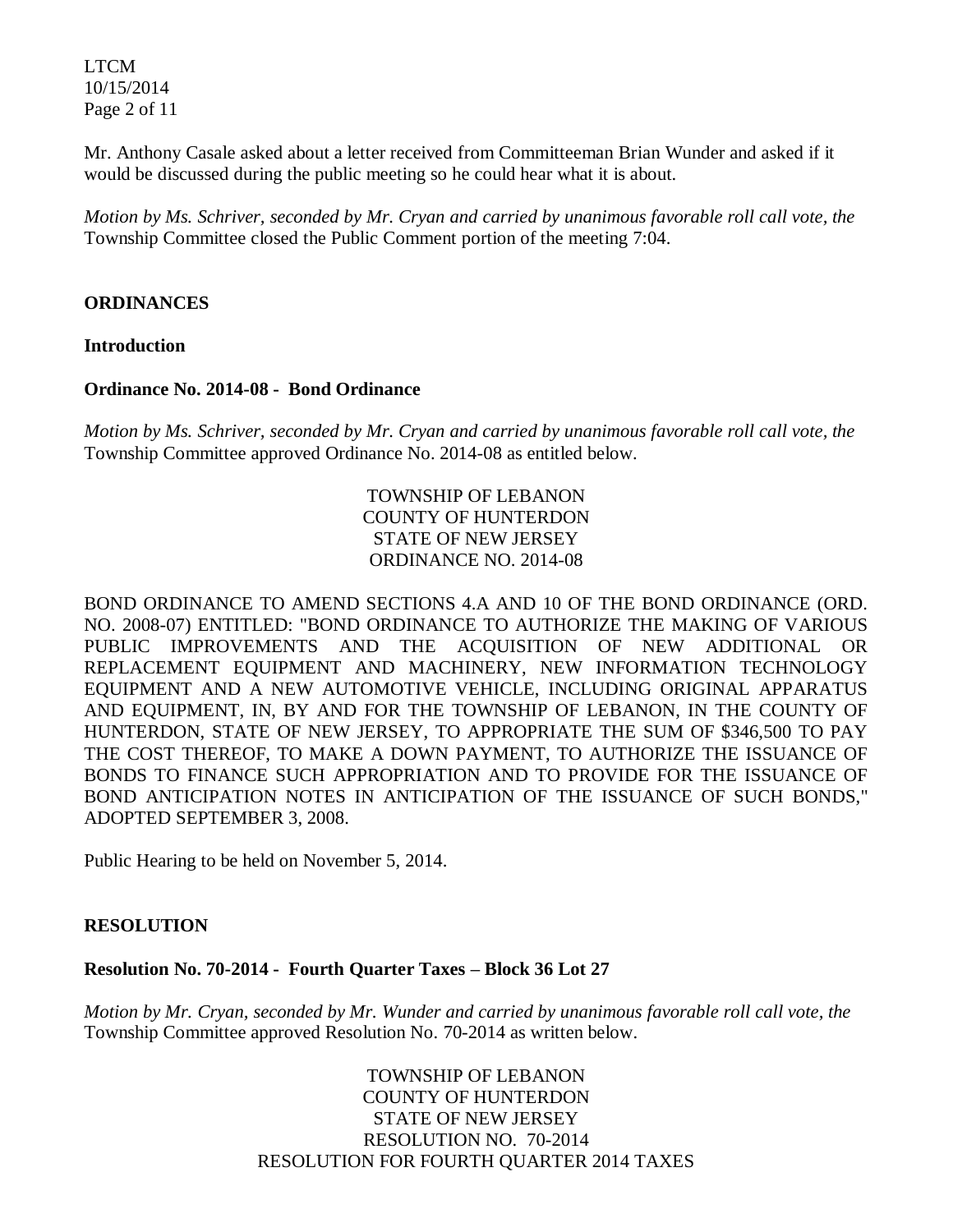Mr. Anthony Casale asked about a letter received from Committeeman Brian Wunder and asked if it would be discussed during the public meeting so he could hear what it is about.

*Motion by Ms. Schriver, seconded by Mr. Cryan and carried by unanimous favorable roll call vote, the* Township Committee closed the Public Comment portion of the meeting 7:04.

**ORDINANCES**

**Introduction**

**Ordinance No. 2014-08 - Bond Ordinance**

*Motion by Ms. Schriver, seconded by Mr. Cryan and carried by unanimous favorable roll call vote, the* Township Committee approved Ordinance No. 2014-08 as entitled below.

TOWNSHIP OF LEBANON
COUNTY OF HUNTERDON
STATE OF NEW JERSEY
ORDINANCE NO. 2014-08

BOND ORDINANCE TO AMEND SECTIONS 4.A AND 10 OF THE BOND ORDINANCE (ORD. NO. 2008-07) ENTITLED: "BOND ORDINANCE TO AUTHORIZE THE MAKING OF VARIOUS PUBLIC IMPROVEMENTS AND THE ACQUISITION OF NEW ADDITIONAL OR REPLACEMENT EQUIPMENT AND MACHINERY, NEW INFORMATION TECHNOLOGY EQUIPMENT AND A NEW AUTOMOTIVE VEHICLE, INCLUDING ORIGINAL APPARATUS AND EQUIPMENT, IN, BY AND FOR THE TOWNSHIP OF LEBANON, IN THE COUNTY OF HUNTERDON, STATE OF NEW JERSEY, TO APPROPRIATE THE SUM OF $346,500 TO PAY THE COST THEREOF, TO MAKE A DOWN PAYMENT, TO AUTHORIZE THE ISSUANCE OF BONDS TO FINANCE SUCH APPROPRIATION AND TO PROVIDE FOR THE ISSUANCE OF BOND ANTICIPATION NOTES IN ANTICIPATION OF THE ISSUANCE OF SUCH BONDS," ADOPTED SEPTEMBER 3, 2008.

Public Hearing to be held on November 5, 2014.

**RESOLUTION**

**Resolution No. 70-2014 - Fourth Quarter Taxes – Block 36 Lot 27**

*Motion by Mr. Cryan, seconded by Mr. Wunder and carried by unanimous favorable roll call vote, the* Township Committee approved Resolution No. 70-2014 as written below.

TOWNSHIP OF LEBANON
COUNTY OF HUNTERDON
STATE OF NEW JERSEY
RESOLUTION NO. 70-2014
RESOLUTION FOR FOURTH QUARTER 2014 TAXES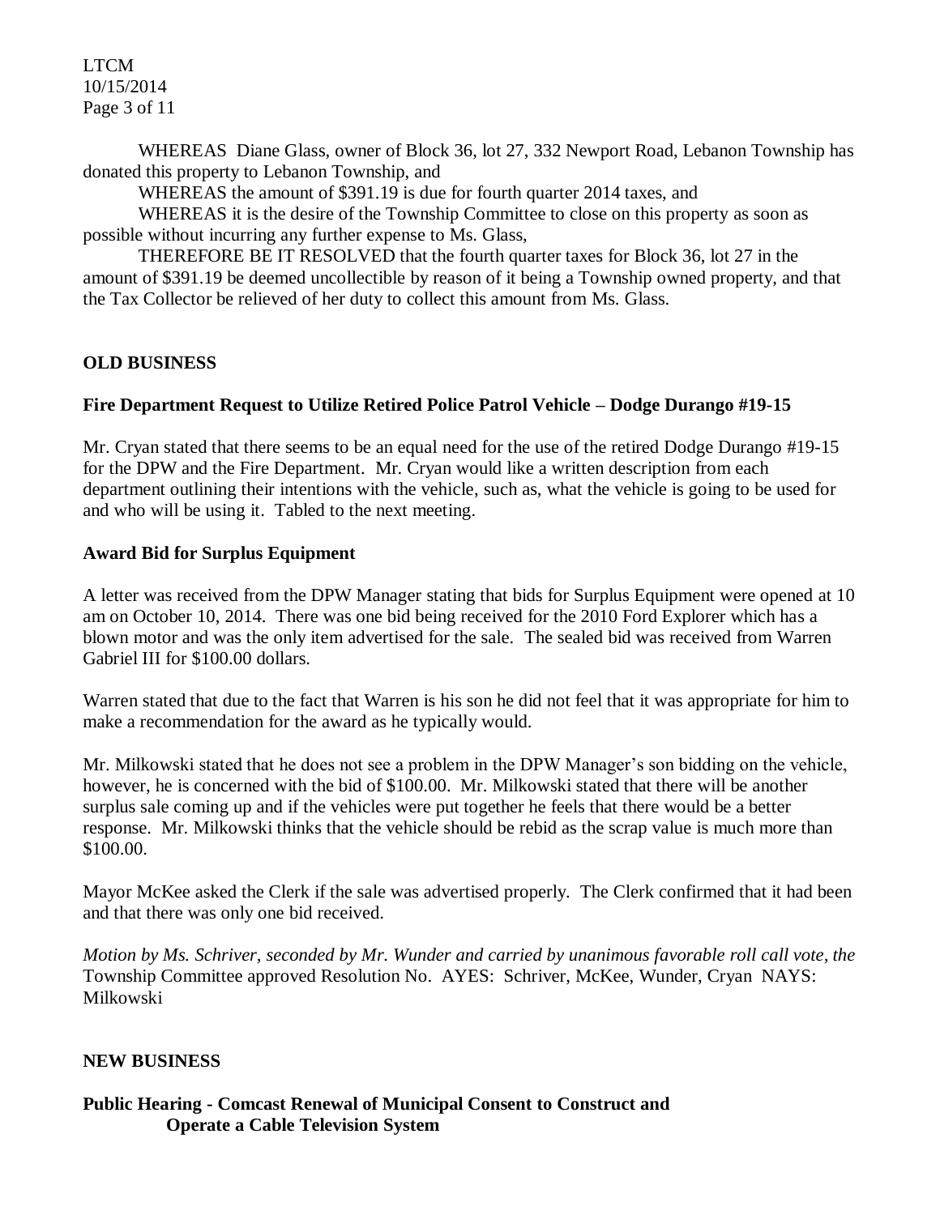WHEREAS Diane Glass, owner of Block 36, lot 27, 332 Newport Road, Lebanon Township has donated this property to Lebanon Township, and

WHEREAS the amount of $391.19 is due for fourth quarter 2014 taxes, and

WHEREAS it is the desire of the Township Committee to close on this property as soon as possible without incurring any further expense to Ms. Glass,

THEREFORE BE IT RESOLVED that the fourth quarter taxes for Block 36, lot 27 in the amount of $391.19 be deemed uncollectible by reason of it being a Township owned property, and that the Tax Collector be relieved of her duty to collect this amount from Ms. Glass.

**OLD BUSINESS**

**Fire Department Request to Utilize Retired Police Patrol Vehicle – Dodge Durango #19-15**

Mr. Cryan stated that there seems to be an equal need for the use of the retired Dodge Durango #19-15 for the DPW and the Fire Department. Mr. Cryan would like a written description from each department outlining their intentions with the vehicle, such as, what the vehicle is going to be used for and who will be using it. Tabled to the next meeting.

**Award Bid for Surplus Equipment**

A letter was received from the DPW Manager stating that bids for Surplus Equipment were opened at 10 am on October 10, 2014. There was one bid being received for the 2010 Ford Explorer which has a blown motor and was the only item advertised for the sale. The sealed bid was received from Warren Gabriel III for $100.00 dollars.

Warren stated that due to the fact that Warren is his son he did not feel that it was appropriate for him to make a recommendation for the award as he typically would.

Mr. Milkowski stated that he does not see a problem in the DPW Manager's son bidding on the vehicle, however, he is concerned with the bid of $100.00. Mr. Milkowski stated that there will be another surplus sale coming up and if the vehicles were put together he feels that there would be a better response. Mr. Milkowski thinks that the vehicle should be rebid as the scrap value is much more than $100.00.

Mayor McKee asked the Clerk if the sale was advertised properly. The Clerk confirmed that it had been and that there was only one bid received.

*Motion by Ms. Schriver, seconded by Mr. Wunder and carried by unanimous favorable roll call vote, the* Township Committee approved Resolution No. AYES: Schriver, McKee, Wunder, Cryan NAYS: Milkowski

**NEW BUSINESS**

**Public Hearing - Comcast Renewal of Municipal Consent to Construct and Operate a Cable Television System**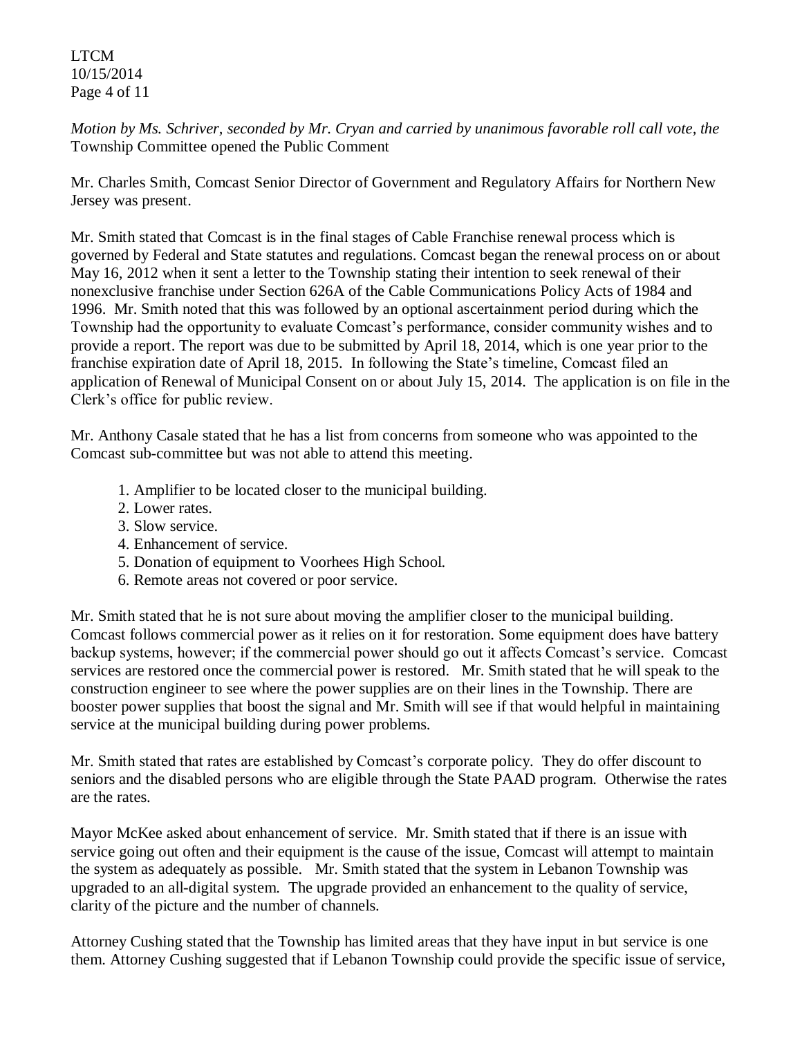*Motion by Ms. Schriver, seconded by Mr. Cryan and carried by unanimous favorable roll call vote, the* Township Committee opened the Public Comment

Mr. Charles Smith, Comcast Senior Director of Government and Regulatory Affairs for Northern New Jersey was present.

Mr. Smith stated that Comcast is in the final stages of Cable Franchise renewal process which is governed by Federal and State statutes and regulations. Comcast began the renewal process on or about May 16, 2012 when it sent a letter to the Township stating their intention to seek renewal of their nonexclusive franchise under Section 626A of the Cable Communications Policy Acts of 1984 and 1996. Mr. Smith noted that this was followed by an optional ascertainment period during which the Township had the opportunity to evaluate Comcast's performance, consider community wishes and to provide a report. The report was due to be submitted by April 18, 2014, which is one year prior to the franchise expiration date of April 18, 2015. In following the State's timeline, Comcast filed an application of Renewal of Municipal Consent on or about July 15, 2014. The application is on file in the Clerk's office for public review.

Mr. Anthony Casale stated that he has a list from concerns from someone who was appointed to the Comcast sub-committee but was not able to attend this meeting.

1. Amplifier to be located closer to the municipal building.
2. Lower rates.
3. Slow service.
4. Enhancement of service.
5. Donation of equipment to Voorhees High School.
6. Remote areas not covered or poor service.

Mr. Smith stated that he is not sure about moving the amplifier closer to the municipal building. Comcast follows commercial power as it relies on it for restoration. Some equipment does have battery backup systems, however; if the commercial power should go out it affects Comcast's service. Comcast services are restored once the commercial power is restored. Mr. Smith stated that he will speak to the construction engineer to see where the power supplies are on their lines in the Township. There are booster power supplies that boost the signal and Mr. Smith will see if that would helpful in maintaining service at the municipal building during power problems.

Mr. Smith stated that rates are established by Comcast's corporate policy. They do offer discount to seniors and the disabled persons who are eligible through the State PAAD program. Otherwise the rates are the rates.

Mayor McKee asked about enhancement of service. Mr. Smith stated that if there is an issue with service going out often and their equipment is the cause of the issue, Comcast will attempt to maintain the system as adequately as possible. Mr. Smith stated that the system in Lebanon Township was upgraded to an all-digital system. The upgrade provided an enhancement to the quality of service, clarity of the picture and the number of channels.

Attorney Cushing stated that the Township has limited areas that they have input in but service is one them. Attorney Cushing suggested that if Lebanon Township could provide the specific issue of service,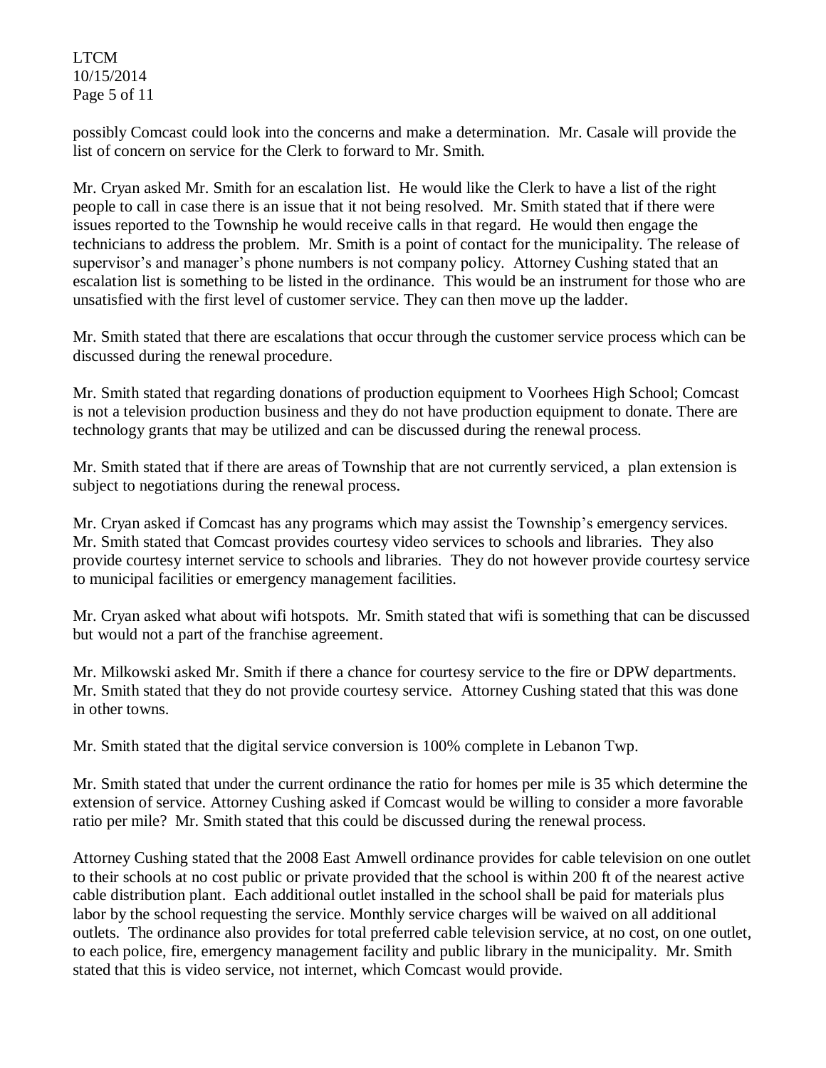possibly Comcast could look into the concerns and make a determination. Mr. Casale will provide the list of concern on service for the Clerk to forward to Mr. Smith.

Mr. Cryan asked Mr. Smith for an escalation list. He would like the Clerk to have a list of the right people to call in case there is an issue that it not being resolved. Mr. Smith stated that if there were issues reported to the Township he would receive calls in that regard. He would then engage the technicians to address the problem. Mr. Smith is a point of contact for the municipality. The release of supervisor's and manager's phone numbers is not company policy. Attorney Cushing stated that an escalation list is something to be listed in the ordinance. This would be an instrument for those who are unsatisfied with the first level of customer service. They can then move up the ladder.

Mr. Smith stated that there are escalations that occur through the customer service process which can be discussed during the renewal procedure.

Mr. Smith stated that regarding donations of production equipment to Voorhees High School; Comcast is not a television production business and they do not have production equipment to donate. There are technology grants that may be utilized and can be discussed during the renewal process.

Mr. Smith stated that if there are areas of Township that are not currently serviced, a plan extension is subject to negotiations during the renewal process.

Mr. Cryan asked if Comcast has any programs which may assist the Township's emergency services. Mr. Smith stated that Comcast provides courtesy video services to schools and libraries. They also provide courtesy internet service to schools and libraries. They do not however provide courtesy service to municipal facilities or emergency management facilities.

Mr. Cryan asked what about wifi hotspots. Mr. Smith stated that wifi is something that can be discussed but would not a part of the franchise agreement.

Mr. Milkowski asked Mr. Smith if there a chance for courtesy service to the fire or DPW departments. Mr. Smith stated that they do not provide courtesy service. Attorney Cushing stated that this was done in other towns.

Mr. Smith stated that the digital service conversion is 100% complete in Lebanon Twp.

Mr. Smith stated that under the current ordinance the ratio for homes per mile is 35 which determine the extension of service. Attorney Cushing asked if Comcast would be willing to consider a more favorable ratio per mile? Mr. Smith stated that this could be discussed during the renewal process.

Attorney Cushing stated that the 2008 East Amwell ordinance provides for cable television on one outlet to their schools at no cost public or private provided that the school is within 200 ft of the nearest active cable distribution plant. Each additional outlet installed in the school shall be paid for materials plus labor by the school requesting the service. Monthly service charges will be waived on all additional outlets. The ordinance also provides for total preferred cable television service, at no cost, on one outlet, to each police, fire, emergency management facility and public library in the municipality. Mr. Smith stated that this is video service, not internet, which Comcast would provide.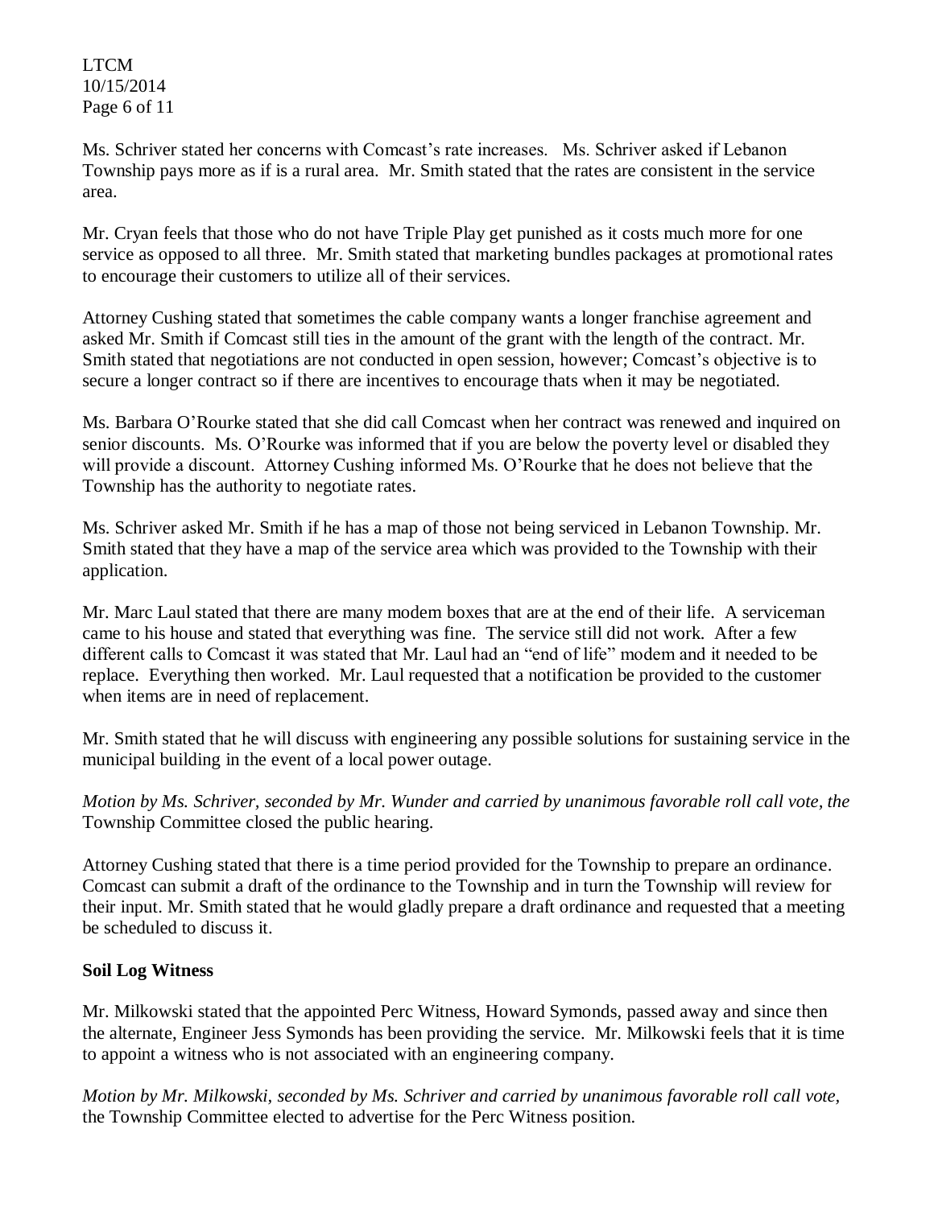Ms. Schriver stated her concerns with Comcast's rate increases. Ms. Schriver asked if Lebanon Township pays more as if is a rural area. Mr. Smith stated that the rates are consistent in the service area.

Mr. Cryan feels that those who do not have Triple Play get punished as it costs much more for one service as opposed to all three. Mr. Smith stated that marketing bundles packages at promotional rates to encourage their customers to utilize all of their services.

Attorney Cushing stated that sometimes the cable company wants a longer franchise agreement and asked Mr. Smith if Comcast still ties in the amount of the grant with the length of the contract. Mr. Smith stated that negotiations are not conducted in open session, however; Comcast's objective is to secure a longer contract so if there are incentives to encourage thats when it may be negotiated.

Ms. Barbara O'Rourke stated that she did call Comcast when her contract was renewed and inquired on senior discounts. Ms. O'Rourke was informed that if you are below the poverty level or disabled they will provide a discount. Attorney Cushing informed Ms. O'Rourke that he does not believe that the Township has the authority to negotiate rates.

Ms. Schriver asked Mr. Smith if he has a map of those not being serviced in Lebanon Township. Mr. Smith stated that they have a map of the service area which was provided to the Township with their application.

Mr. Marc Laul stated that there are many modem boxes that are at the end of their life. A serviceman came to his house and stated that everything was fine. The service still did not work. After a few different calls to Comcast it was stated that Mr. Laul had an "end of life" modem and it needed to be replace. Everything then worked. Mr. Laul requested that a notification be provided to the customer when items are in need of replacement.

Mr. Smith stated that he will discuss with engineering any possible solutions for sustaining service in the municipal building in the event of a local power outage.

*Motion by Ms. Schriver, seconded by Mr. Wunder and carried by unanimous favorable roll call vote, the* Township Committee closed the public hearing.

Attorney Cushing stated that there is a time period provided for the Township to prepare an ordinance. Comcast can submit a draft of the ordinance to the Township and in turn the Township will review for their input. Mr. Smith stated that he would gladly prepare a draft ordinance and requested that a meeting be scheduled to discuss it.

**Soil Log Witness**

Mr. Milkowski stated that the appointed Perc Witness, Howard Symonds, passed away and since then the alternate, Engineer Jess Symonds has been providing the service. Mr. Milkowski feels that it is time to appoint a witness who is not associated with an engineering company.

*Motion by Mr. Milkowski, seconded by Ms. Schriver and carried by unanimous favorable roll call vote,* the Township Committee elected to advertise for the Perc Witness position.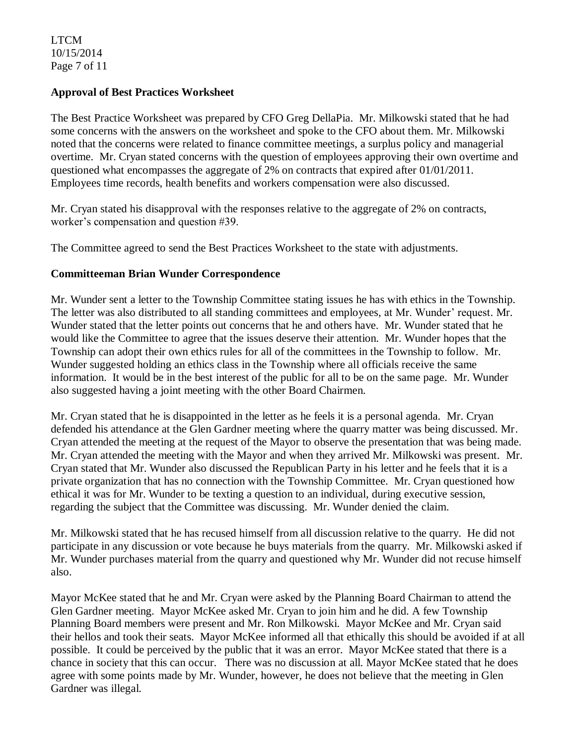**Approval of Best Practices Worksheet**

The Best Practice Worksheet was prepared by CFO Greg DellaPia. Mr. Milkowski stated that he had some concerns with the answers on the worksheet and spoke to the CFO about them. Mr. Milkowski noted that the concerns were related to finance committee meetings, a surplus policy and managerial overtime. Mr. Cryan stated concerns with the question of employees approving their own overtime and questioned what encompasses the aggregate of 2% on contracts that expired after 01/01/2011. Employees time records, health benefits and workers compensation were also discussed.

Mr. Cryan stated his disapproval with the responses relative to the aggregate of 2% on contracts, worker's compensation and question #39.

The Committee agreed to send the Best Practices Worksheet to the state with adjustments.

**Committeeman Brian Wunder Correspondence**

Mr. Wunder sent a letter to the Township Committee stating issues he has with ethics in the Township. The letter was also distributed to all standing committees and employees, at Mr. Wunder' request. Mr. Wunder stated that the letter points out concerns that he and others have. Mr. Wunder stated that he would like the Committee to agree that the issues deserve their attention. Mr. Wunder hopes that the Township can adopt their own ethics rules for all of the committees in the Township to follow. Mr. Wunder suggested holding an ethics class in the Township where all officials receive the same information. It would be in the best interest of the public for all to be on the same page. Mr. Wunder also suggested having a joint meeting with the other Board Chairmen.

Mr. Cryan stated that he is disappointed in the letter as he feels it is a personal agenda. Mr. Cryan defended his attendance at the Glen Gardner meeting where the quarry matter was being discussed. Mr. Cryan attended the meeting at the request of the Mayor to observe the presentation that was being made. Mr. Cryan attended the meeting with the Mayor and when they arrived Mr. Milkowski was present. Mr. Cryan stated that Mr. Wunder also discussed the Republican Party in his letter and he feels that it is a private organization that has no connection with the Township Committee. Mr. Cryan questioned how ethical it was for Mr. Wunder to be texting a question to an individual, during executive session, regarding the subject that the Committee was discussing. Mr. Wunder denied the claim.

Mr. Milkowski stated that he has recused himself from all discussion relative to the quarry. He did not participate in any discussion or vote because he buys materials from the quarry. Mr. Milkowski asked if Mr. Wunder purchases material from the quarry and questioned why Mr. Wunder did not recuse himself also.

Mayor McKee stated that he and Mr. Cryan were asked by the Planning Board Chairman to attend the Glen Gardner meeting. Mayor McKee asked Mr. Cryan to join him and he did. A few Township Planning Board members were present and Mr. Ron Milkowski. Mayor McKee and Mr. Cryan said their hellos and took their seats. Mayor McKee informed all that ethically this should be avoided if at all possible. It could be perceived by the public that it was an error. Mayor McKee stated that there is a chance in society that this can occur. There was no discussion at all. Mayor McKee stated that he does agree with some points made by Mr. Wunder, however, he does not believe that the meeting in Glen Gardner was illegal.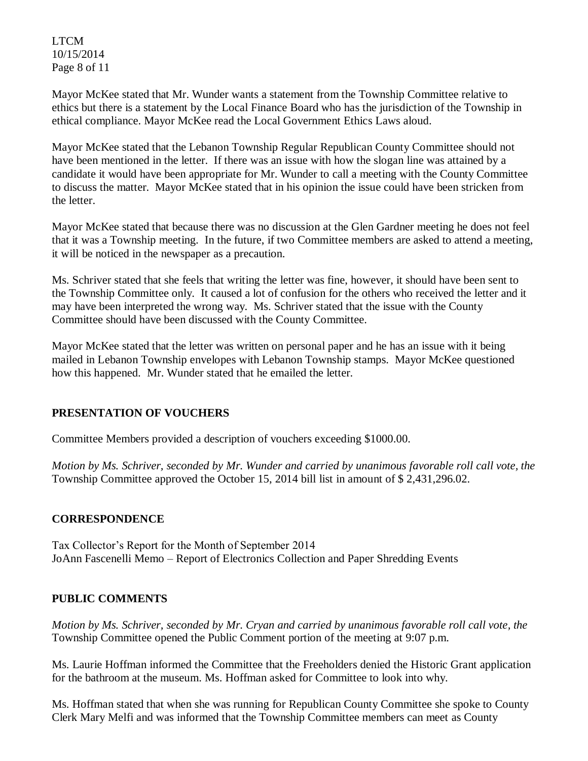Mayor McKee stated that Mr. Wunder wants a statement from the Township Committee relative to ethics but there is a statement by the Local Finance Board who has the jurisdiction of the Township in ethical compliance. Mayor McKee read the Local Government Ethics Laws aloud.

Mayor McKee stated that the Lebanon Township Regular Republican County Committee should not have been mentioned in the letter. If there was an issue with how the slogan line was attained by a candidate it would have been appropriate for Mr. Wunder to call a meeting with the County Committee to discuss the matter. Mayor McKee stated that in his opinion the issue could have been stricken from the letter.

Mayor McKee stated that because there was no discussion at the Glen Gardner meeting he does not feel that it was a Township meeting. In the future, if two Committee members are asked to attend a meeting, it will be noticed in the newspaper as a precaution.

Ms. Schriver stated that she feels that writing the letter was fine, however, it should have been sent to the Township Committee only. It caused a lot of confusion for the others who received the letter and it may have been interpreted the wrong way. Ms. Schriver stated that the issue with the County Committee should have been discussed with the County Committee.

Mayor McKee stated that the letter was written on personal paper and he has an issue with it being mailed in Lebanon Township envelopes with Lebanon Township stamps. Mayor McKee questioned how this happened. Mr. Wunder stated that he emailed the letter.

## PRESENTATION OF VOUCHERS

Committee Members provided a description of vouchers exceeding $1000.00.

*Motion by Ms. Schriver, seconded by Mr. Wunder and carried by unanimous favorable roll call vote, the* Township Committee approved the October 15, 2014 bill list in amount of $ 2,431,296.02.

## CORRESPONDENCE

Tax Collector's Report for the Month of September 2014
JoAnn Fascenelli Memo – Report of Electronics Collection and Paper Shredding Events

## PUBLIC COMMENTS

*Motion by Ms. Schriver, seconded by Mr. Cryan and carried by unanimous favorable roll call vote, the* Township Committee opened the Public Comment portion of the meeting at 9:07 p.m.

Ms. Laurie Hoffman informed the Committee that the Freeholders denied the Historic Grant application for the bathroom at the museum. Ms. Hoffman asked for Committee to look into why.

Ms. Hoffman stated that when she was running for Republican County Committee she spoke to County Clerk Mary Melfi and was informed that the Township Committee members can meet as County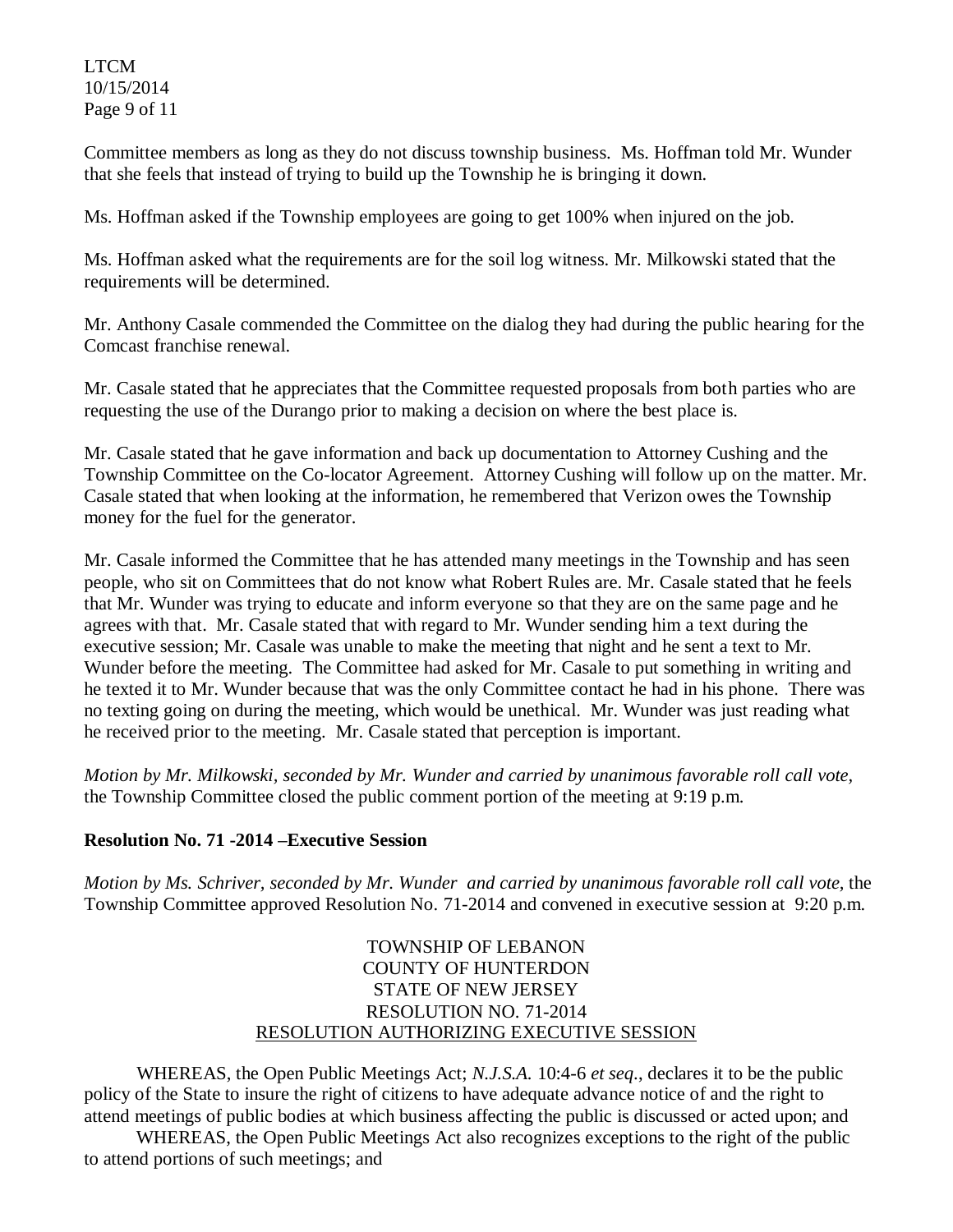Committee members as long as they do not discuss township business. Ms. Hoffman told Mr. Wunder that she feels that instead of trying to build up the Township he is bringing it down.

Ms. Hoffman asked if the Township employees are going to get 100% when injured on the job.

Ms. Hoffman asked what the requirements are for the soil log witness. Mr. Milkowski stated that the requirements will be determined.

Mr. Anthony Casale commended the Committee on the dialog they had during the public hearing for the Comcast franchise renewal.

Mr. Casale stated that he appreciates that the Committee requested proposals from both parties who are requesting the use of the Durango prior to making a decision on where the best place is.

Mr. Casale stated that he gave information and back up documentation to Attorney Cushing and the Township Committee on the Co-locator Agreement. Attorney Cushing will follow up on the matter. Mr. Casale stated that when looking at the information, he remembered that Verizon owes the Township money for the fuel for the generator.

Mr. Casale informed the Committee that he has attended many meetings in the Township and has seen people, who sit on Committees that do not know what Robert Rules are. Mr. Casale stated that he feels that Mr. Wunder was trying to educate and inform everyone so that they are on the same page and he agrees with that. Mr. Casale stated that with regard to Mr. Wunder sending him a text during the executive session; Mr. Casale was unable to make the meeting that night and he sent a text to Mr. Wunder before the meeting. The Committee had asked for Mr. Casale to put something in writing and he texted it to Mr. Wunder because that was the only Committee contact he had in his phone. There was no texting going on during the meeting, which would be unethical. Mr. Wunder was just reading what he received prior to the meeting. Mr. Casale stated that perception is important.

*Motion by Mr. Milkowski, seconded by Mr. Wunder and carried by unanimous favorable roll call vote,* the Township Committee closed the public comment portion of the meeting at 9:19 p.m.

**Resolution No. 71 -2014 –Executive Session**

*Motion by Ms. Schriver, seconded by Mr. Wunder and carried by unanimous favorable roll call vote,* the Township Committee approved Resolution No. 71-2014 and convened in executive session at 9:20 p.m.

TOWNSHIP OF LEBANON
COUNTY OF HUNTERDON
STATE OF NEW JERSEY
RESOLUTION NO. 71-2014
RESOLUTION AUTHORIZING EXECUTIVE SESSION

WHEREAS, the Open Public Meetings Act; *N.J.S.A.* 10:4-6 *et seq.*, declares it to be the public policy of the State to insure the right of citizens to have adequate advance notice of and the right to attend meetings of public bodies at which business affecting the public is discussed or acted upon; and

WHEREAS, the Open Public Meetings Act also recognizes exceptions to the right of the public to attend portions of such meetings; and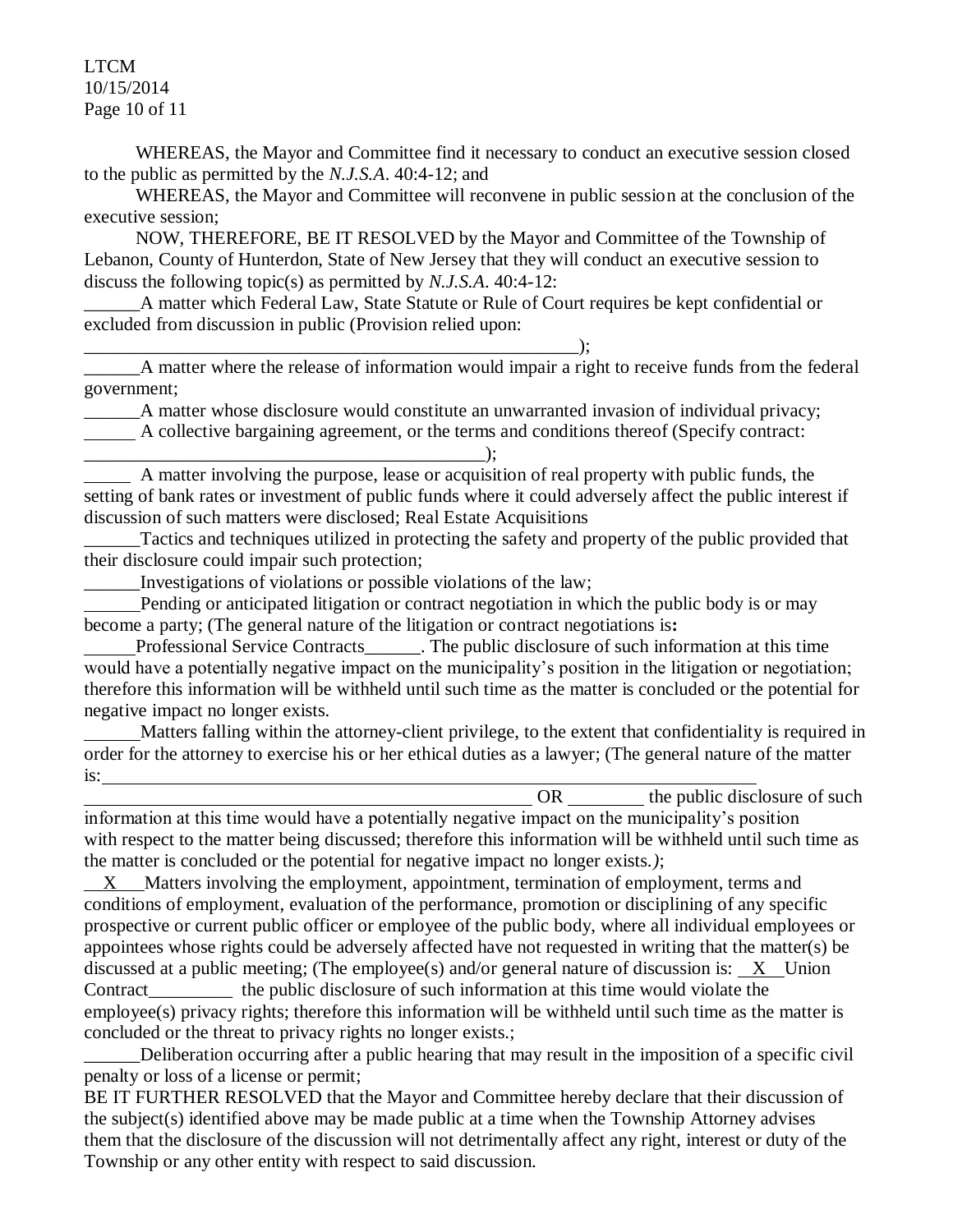WHEREAS, the Mayor and Committee find it necessary to conduct an executive session closed to the public as permitted by the *N.J.S.A*. 40:4-12; and

WHEREAS, the Mayor and Committee will reconvene in public session at the conclusion of the executive session;

NOW, THEREFORE, BE IT RESOLVED by the Mayor and Committee of the Township of Lebanon, County of Hunterdon, State of New Jersey that they will conduct an executive session to discuss the following topic(s) as permitted by *N.J.S.A*. 40:4-12:

______A matter which Federal Law, State Statute or Rule of Court requires be kept confidential or excluded from discussion in public (Provision relied upon: _______________________________________________________);

______A matter where the release of information would impair a right to receive funds from the federal government;

______A matter whose disclosure would constitute an unwarranted invasion of individual privacy;

______ A collective bargaining agreement, or the terms and conditions thereof (Specify contract: ____________________________________________);

_____ A matter involving the purpose, lease or acquisition of real property with public funds, the setting of bank rates or investment of public funds where it could adversely affect the public interest if discussion of such matters were disclosed; Real Estate Acquisitions

______Tactics and techniques utilized in protecting the safety and property of the public provided that their disclosure could impair such protection;

______Investigations of violations or possible violations of the law;

______Pending or anticipated litigation or contract negotiation in which the public body is or may become a party; (The general nature of the litigation or contract negotiations is**:**

______Professional Service Contracts______. The public disclosure of such information at this time would have a potentially negative impact on the municipality's position in the litigation or negotiation; therefore this information will be withheld until such time as the matter is concluded or the potential for negative impact no longer exists.

______Matters falling within the attorney-client privilege, to the extent that confidentiality is required in order for the attorney to exercise his or her ethical duties as a lawyer; (The general nature of the matter is:________________________________________________________________________ __________________________________________________ OR ________ the public disclosure of such information at this time would have a potentially negative impact on the municipality's position with respect to the matter being discussed; therefore this information will be withheld until such time as the matter is concluded or the potential for negative impact no longer exists.*)*;

__X__ Matters involving the employment, appointment, termination of employment, terms and conditions of employment, evaluation of the performance, promotion or disciplining of any specific prospective or current public officer or employee of the public body, where all individual employees or appointees whose rights could be adversely affected have not requested in writing that the matter(s) be discussed at a public meeting; (The employee(s) and/or general nature of discussion is: __X__ Union Contract_________ the public disclosure of such information at this time would violate the employee(s) privacy rights; therefore this information will be withheld until such time as the matter is concluded or the threat to privacy rights no longer exists.;

______Deliberation occurring after a public hearing that may result in the imposition of a specific civil penalty or loss of a license or permit;

BE IT FURTHER RESOLVED that the Mayor and Committee hereby declare that their discussion of the subject(s) identified above may be made public at a time when the Township Attorney advises them that the disclosure of the discussion will not detrimentally affect any right, interest or duty of the Township or any other entity with respect to said discussion.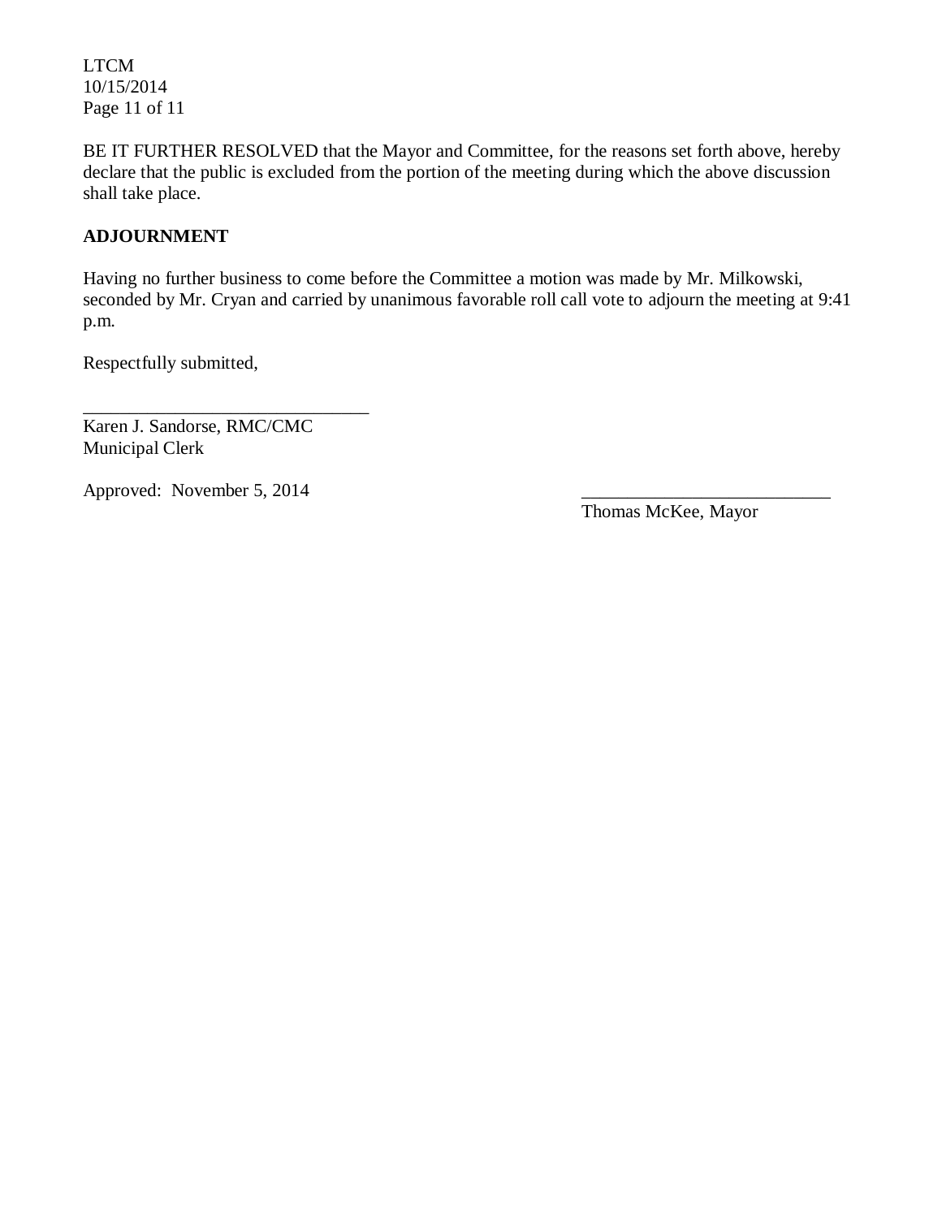BE IT FURTHER RESOLVED that the Mayor and Committee, for the reasons set forth above, hereby declare that the public is excluded from the portion of the meeting during which the above discussion shall take place.

**ADJOURNMENT**

Having no further business to come before the Committee a motion was made by Mr. Milkowski, seconded by Mr. Cryan and carried by unanimous favorable roll call vote to adjourn the meeting at 9:41 p.m.

Respectfully submitted,

_______________________________
Karen J. Sandorse, RMC/CMC
Municipal Clerk

Approved: November 5, 2014

_______________________________
Thomas McKee, Mayor